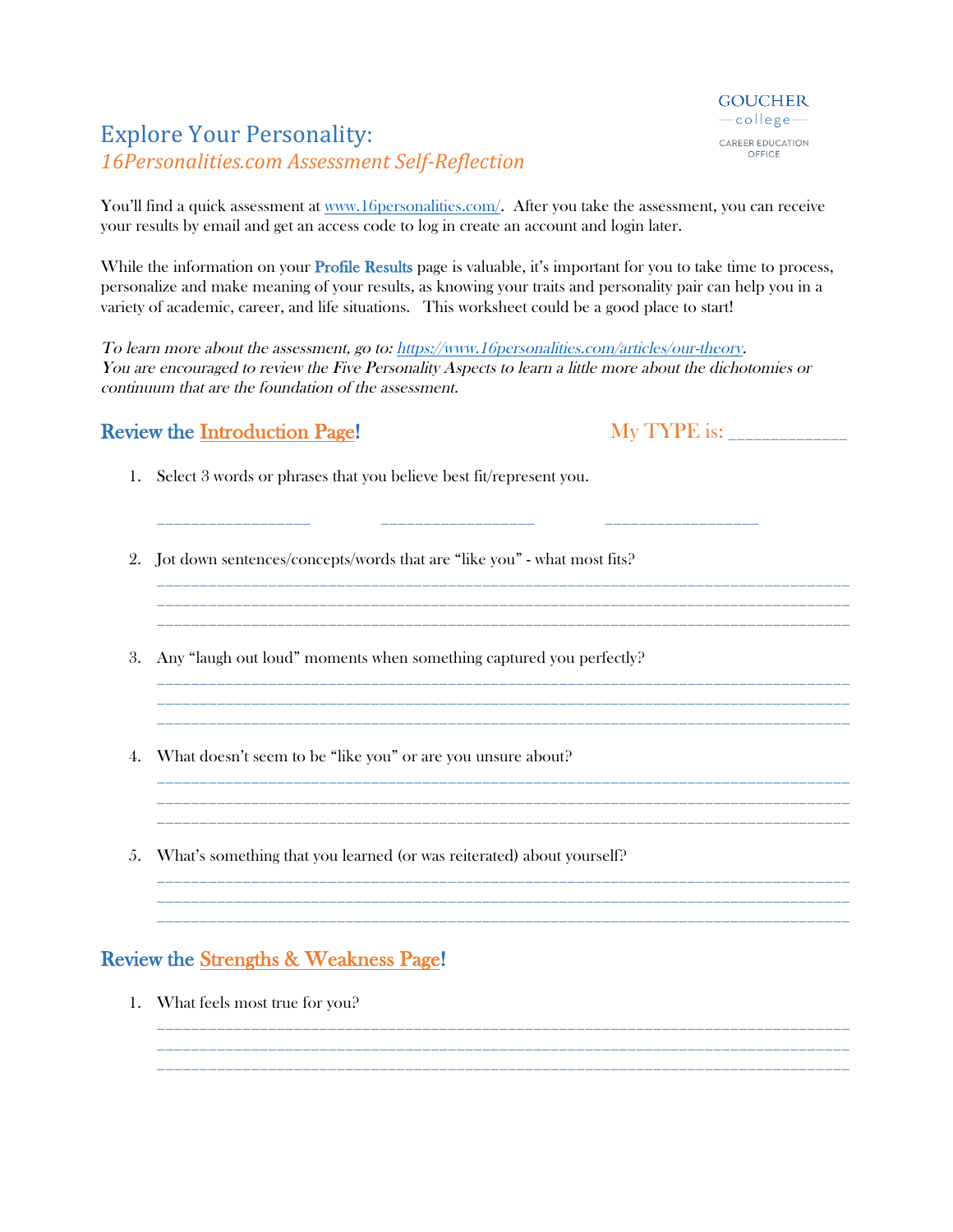GOUCHER college
CAREER EDUCATION OFFICE

# Explore Your Personality:
## *16Personalities.com Assessment Self-Reflection*

You'll find a quick assessment at [www.16personalities.com/](www.16personalities.com/). After you take the assessment, you can receive your results by email and get an access code to log in create an account and login later.

While the information on your **Profile Results** page is valuable, it's important for you to take time to process, personalize and make meaning of your results, as knowing your traits and personality pair can help you in a variety of academic, career, and life situations. This worksheet could be a good place to start!

*To learn more about the assessment, go to: [https://www.16personalities.com/articles/our-theory](https://www.16personalities.com/articles/our-theory).*
*You are encouraged to review the Five Personality Aspects to learn a little more about the dichotomies or continuum that are the foundation of the assessment.*

### Review the Introduction Page!

My TYPE is: ____________

1. Select 3 words or phrases that you believe best fit/represent you.

   ________________ ________________ ________________

2. Jot down sentences/concepts/words that are "like you" - what most fits?

   ______________________________________________________________________________
   ______________________________________________________________________________
   ______________________________________________________________________________

3. Any "laugh out loud" moments when something captured you perfectly?

   ______________________________________________________________________________
   ______________________________________________________________________________
   ______________________________________________________________________________

4. What doesn't seem to be "like you" or are you unsure about?

   ______________________________________________________________________________
   ______________________________________________________________________________
   ______________________________________________________________________________

5. What's something that you learned (or was reiterated) about yourself?

   ______________________________________________________________________________
   ______________________________________________________________________________
   ______________________________________________________________________________

### Review the Strengths & Weakness Page!

1. What feels most true for you?

   ______________________________________________________________________________
   ______________________________________________________________________________
   ______________________________________________________________________________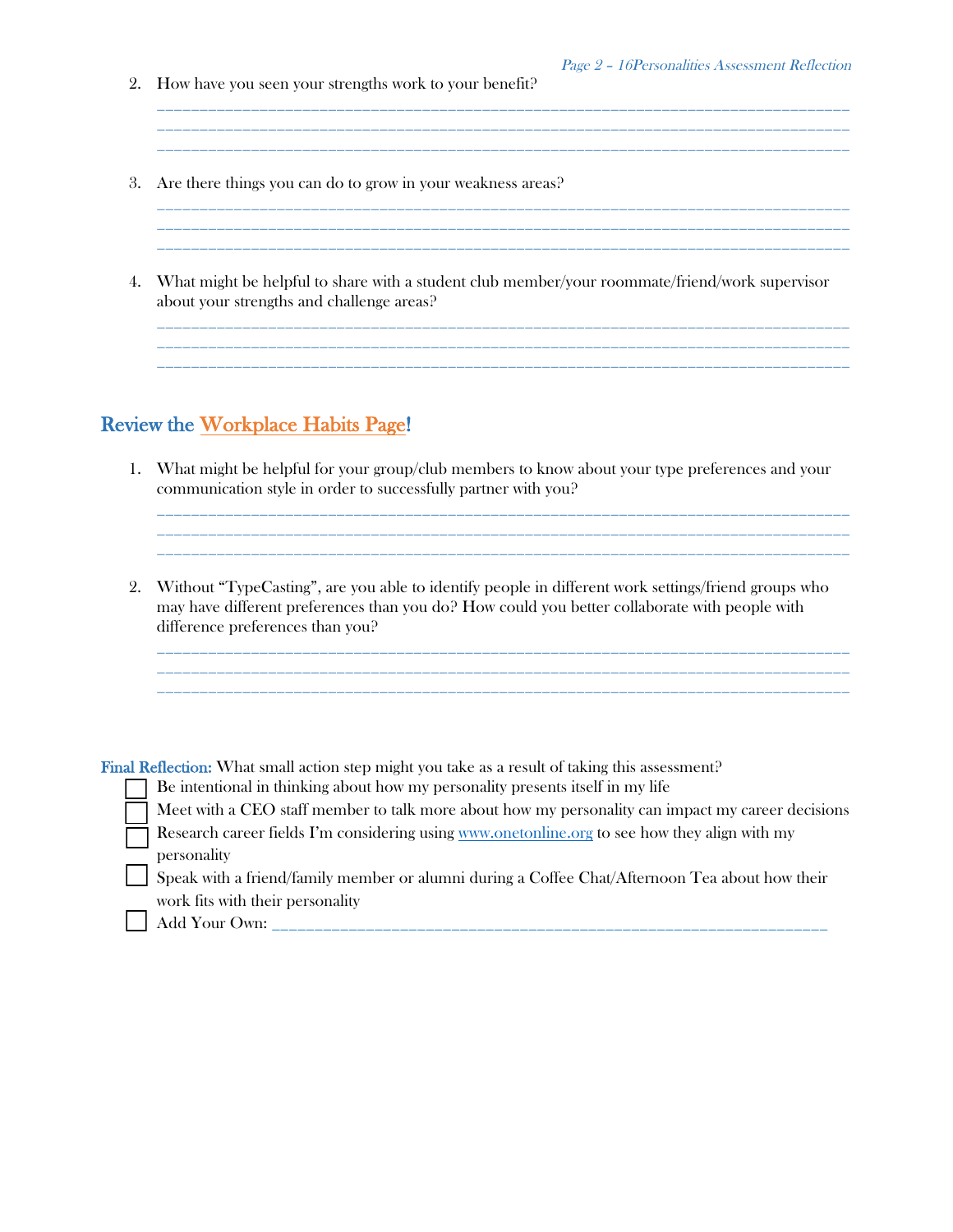2. How have you seen your strengths work to your benefit?

_______________________________________________________________________________
_______________________________________________________________________________
_______________________________________________________________________________

3. Are there things you can do to grow in your weakness areas?

_______________________________________________________________________________
_______________________________________________________________________________
_______________________________________________________________________________

4. What might be helpful to share with a student club member/your roommate/friend/work supervisor about your strengths and challenge areas?

_______________________________________________________________________________
_______________________________________________________________________________
_______________________________________________________________________________

## Review the Workplace Habits Page!

1. What might be helpful for your group/club members to know about your type preferences and your communication style in order to successfully partner with you?

_______________________________________________________________________________
_______________________________________________________________________________
_______________________________________________________________________________

2. Without "TypeCasting", are you able to identify people in different work settings/friend groups who may have different preferences than you do? How could you better collaborate with people with difference preferences than you?

_______________________________________________________________________________
_______________________________________________________________________________
_______________________________________________________________________________

**Final Reflection:** What small action step might you take as a result of taking this assessment?

- [ ] Be intentional in thinking about how my personality presents itself in my life
- [ ] Meet with a CEO staff member to talk more about how my personality can impact my career decisions
- [ ] Research career fields I'm considering using www.onetonline.org to see how they align with my personality
- [ ] Speak with a friend/family member or alumni during a Coffee Chat/Afternoon Tea about how their work fits with their personality
- [ ] Add Your Own: _______________________________________________________________